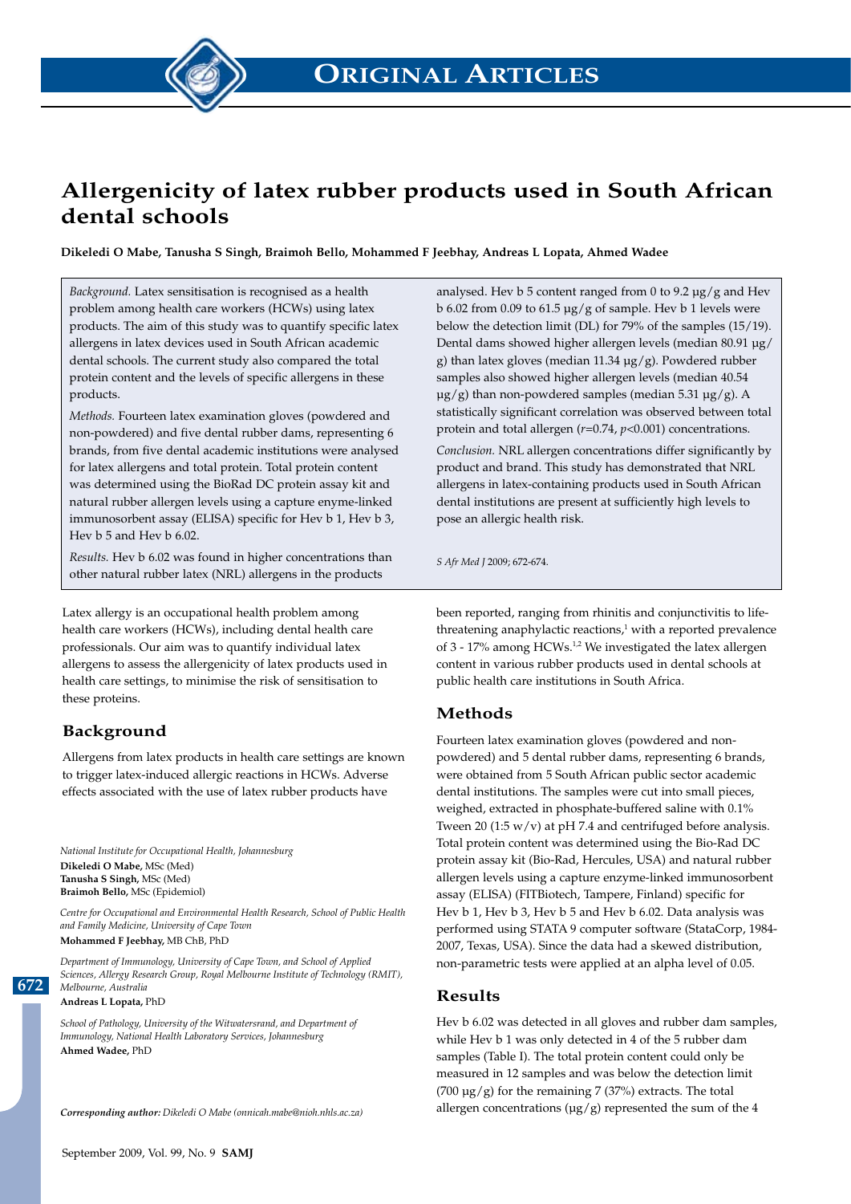# Allergenicity of latex rubber products used in South African dental schools

**Dikeledi O Mabe, Tanusha S Singh, Braimoh Bello, Mohammed F Jeebhay, Andreas L Lopata, Ahmed Wadee**

*Background.* Latex sensitisation is recognised as a health problem among health care workers (HCWs) using latex products. The aim of this study was to quantify specific latex allergens in latex devices used in South African academic dental schools. The current study also compared the total protein content and the levels of specific allergens in these products.

*Methods.* Fourteen latex examination gloves (powdered and non-powdered) and five dental rubber dams, representing 6 brands, from five dental academic institutions were analysed for latex allergens and total protein. Total protein content was determined using the BioRad DC protein assay kit and natural rubber allergen levels using a capture enyme-linked immunosorbent assay (ELISA) specific for Hev b 1, Hev b 3, Hev b 5 and Hev b 6.02.

*Results.* Hev b 6.02 was found in higher concentrations than other natural rubber latex (NRL) allergens in the products analysed. Hev b 5 content ranged from 0 to 9.2 µg/g and Hev b 6.02 from 0.09 to 61.5 µg/g of sample. Hev b 1 levels were below the detection limit (DL) for 79% of the samples (15/19). Dental dams showed higher allergen levels (median 80.91 µg/g) than latex gloves (median 11.34 µg/g). Powdered rubber samples also showed higher allergen levels (median 40.54 µg/g) than non-powdered samples (median 5.31 µg/g). A statistically significant correlation was observed between total protein and total allergen ($r$=0.74, $p$<0.001) concentrations.

*Conclusion.* NRL allergen concentrations differ significantly by product and brand. This study has demonstrated that NRL allergens in latex-containing products used in South African dental institutions are present at sufficiently high levels to pose an allergic health risk.

*S Afr Med J* 2009; 672-674.

Latex allergy is an occupational health problem among health care workers (HCWs), including dental health care professionals. Our aim was to quantify individual latex allergens to assess the allergenicity of latex products used in health care settings, to minimise the risk of sensitisation to these proteins.

## Background

Allergens from latex products in health care settings are known to trigger latex-induced allergic reactions in HCWs. Adverse effects associated with the use of latex rubber products have been reported, ranging from rhinitis and conjunctivitis to life-threatening anaphylactic reactions,[1] with a reported prevalence of 3 - 17% among HCWs.[1,2] We investigated the latex allergen content in various rubber products used in dental schools at public health care institutions in South Africa.

## Methods

Fourteen latex examination gloves (powdered and non-powdered) and 5 dental rubber dams, representing 6 brands, were obtained from 5 South African public sector academic dental institutions. The samples were cut into small pieces, weighed, extracted in phosphate-buffered saline with 0.1% Tween 20 (1:5 w/v) at pH 7.4 and centrifuged before analysis. Total protein content was determined using the Bio-Rad DC protein assay kit (Bio-Rad, Hercules, USA) and natural rubber allergen levels using a capture enzyme-linked immunosorbent assay (ELISA) (FITBiotech, Tampere, Finland) specific for Hev b 1, Hev b 3, Hev b 5 and Hev b 6.02. Data analysis was performed using STATA 9 computer software (StataCorp, 1984-2007, Texas, USA). Since the data had a skewed distribution, non-parametric tests were applied at an alpha level of 0.05.

## Results

Hev b 6.02 was detected in all gloves and rubber dam samples, while Hev b 1 was only detected in 4 of the 5 rubber dam samples (Table I). The total protein content could only be measured in 12 samples and was below the detection limit (700 µg/g) for the remaining 7 (37%) extracts. The total allergen concentrations (µg/g) represented the sum of the 4

*National Institute for Occupational Health, Johannesburg*
**Dikeledi O Mabe,** MSc (Med)
**Tanusha S Singh,** MSc (Med)
**Braimoh Bello,** MSc (Epidemiol)

*Centre for Occupational and Environmental Health Research, School of Public Health and Family Medicine, University of Cape Town*
**Mohammed F Jeebhay,** MB ChB, PhD

*Department of Immunology, University of Cape Town, and School of Applied Sciences, Allergy Research Group, Royal Melbourne Institute of Technology (RMIT), Melbourne, Australia*
**Andreas L Lopata,** PhD

*School of Pathology, University of the Witwatersrand, and Department of Immunology, National Health Laboratory Services, Johannesburg*
**Ahmed Wadee,** PhD

***Corresponding author:*** *Dikeledi O Mabe (onnicah.mabe@nioh.nhls.ac.za)*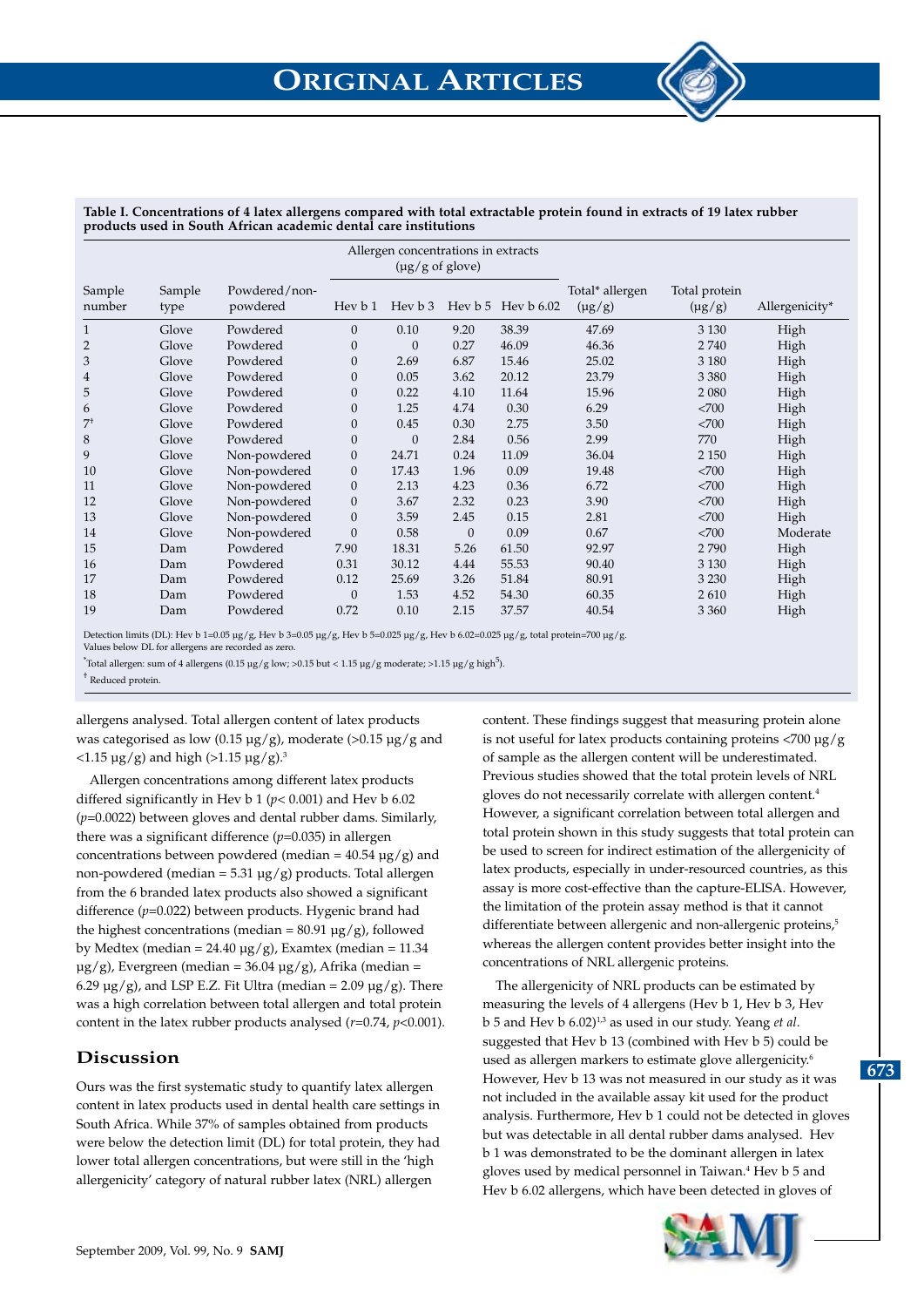**Table I. Concentrations of 4 latex allergens compared with total extractable protein found in extracts of 19 latex rubber products used in South African academic dental care institutions**

| Sample number | Sample type | Powdered/non-powdered | Allergen concentrations in extracts (µg/g of glove) | | | | Total* allergen (µg/g) | Total protein (µg/g) | Allergenicity* |
|---|---|---|---|---|---|---|---|---|---|
| | | | Hev b 1 | Hev b 3 | Hev b 5 | Hev b 6.02 | | | |
| 1 | Glove | Powdered | 0 | 0.10 | 9.20 | 38.39 | 47.69 | 3 130 | High |
| 2 | Glove | Powdered | 0 | 0 | 0.27 | 46.09 | 46.36 | 2 740 | High |
| 3 | Glove | Powdered | 0 | 2.69 | 6.87 | 15.46 | 25.02 | 3 180 | High |
| 4 | Glove | Powdered | 0 | 0.05 | 3.62 | 20.12 | 23.79 | 3 380 | High |
| 5 | Glove | Powdered | 0 | 0.22 | 4.10 | 11.64 | 15.96 | 2 080 | High |
| 6 | Glove | Powdered | 0 | 1.25 | 4.74 | 0.30 | 6.29 | <700 | High |
| 7† | Glove | Powdered | 0 | 0.45 | 0.30 | 2.75 | 3.50 | <700 | High |
| 8 | Glove | Powdered | 0 | 0 | 2.84 | 0.56 | 2.99 | 770 | High |
| 9 | Glove | Non-powdered | 0 | 24.71 | 0.24 | 11.09 | 36.04 | 2 150 | High |
| 10 | Glove | Non-powdered | 0 | 17.43 | 1.96 | 0.09 | 19.48 | <700 | High |
| 11 | Glove | Non-powdered | 0 | 2.13 | 4.23 | 0.36 | 6.72 | <700 | High |
| 12 | Glove | Non-powdered | 0 | 3.67 | 2.32 | 0.23 | 3.90 | <700 | High |
| 13 | Glove | Non-powdered | 0 | 3.59 | 2.45 | 0.15 | 2.81 | <700 | High |
| 14 | Glove | Non-powdered | 0 | 0.58 | 0 | 0.09 | 0.67 | <700 | Moderate |
| 15 | Dam | Powdered | 7.90 | 18.31 | 5.26 | 61.50 | 92.97 | 2 790 | High |
| 16 | Dam | Powdered | 0.31 | 30.12 | 4.44 | 55.53 | 90.40 | 3 130 | High |
| 17 | Dam | Powdered | 0.12 | 25.69 | 3.26 | 51.84 | 80.91 | 3 230 | High |
| 18 | Dam | Powdered | 0 | 1.53 | 4.52 | 54.30 | 60.35 | 2 610 | High |
| 19 | Dam | Powdered | 0.72 | 0.10 | 2.15 | 37.57 | 40.54 | 3 360 | High |

Detection limits (DL): Hev b 1=0.05 µg/g, Hev b 3=0.05 µg/g, Hev b 5=0.025 µg/g, Hev b 6.02=0.025 µg/g, total protein=700 µg/g.
Values below DL for allergens are recorded as zero.

*Total allergen: sum of 4 allergens (0.15 µg/g low; >0.15 but < 1.15 µg/g moderate; >1.15 µg/g high[5]).

† Reduced protein.

allergens analysed. Total allergen content of latex products was categorised as low (0.15 µg/g), moderate (>0.15 µg/g and <1.15 µg/g) and high (>1.15 µg/g).[3]

Allergen concentrations among different latex products differed significantly in Hev b 1 ($p < 0.001$) and Hev b 6.02 ($p = 0.0022$) between gloves and dental rubber dams. Similarly, there was a significant difference ($p = 0.035$) in allergen concentrations between powdered (median = 40.54 µg/g) and non-powdered (median = 5.31 µg/g) products. Total allergen from the 6 branded latex products also showed a significant difference ($p = 0.022$) between products. Hygenic brand had the highest concentrations (median = 80.91 µg/g), followed by Medtex (median = 24.40 µg/g), Examtex (median = 11.34 µg/g), Evergreen (median = 36.04 µg/g), Afrika (median = 6.29 µg/g), and LSP E.Z. Fit Ultra (median = 2.09 µg/g). There was a high correlation between total allergen and total protein content in the latex rubber products analysed ($r = 0.74$, $p < 0.001$).

## Discussion

Ours was the first systematic study to quantify latex allergen content in latex products used in dental health care settings in South Africa. While 37% of samples obtained from products were below the detection limit (DL) for total protein, they had lower total allergen concentrations, but were still in the 'high allergenicity' category of natural rubber latex (NRL) allergen content. These findings suggest that measuring protein alone is not useful for latex products containing proteins <700 µg/g of sample as the allergen content will be underestimated. Previous studies showed that the total protein levels of NRL gloves do not necessarily correlate with allergen content.[4] However, a significant correlation between total allergen and total protein shown in this study suggests that total protein can be used to screen for indirect estimation of the allergenicity of latex products, especially in under-resourced countries, as this assay is more cost-effective than the capture-ELISA. However, the limitation of the protein assay method is that it cannot differentiate between allergenic and non-allergenic proteins,[5] whereas the allergen content provides better insight into the concentrations of NRL allergenic proteins.

The allergenicity of NRL products can be estimated by measuring the levels of 4 allergens (Hev b 1, Hev b 3, Hev b 5 and Hev b 6.02)[1,3] as used in our study. Yeang *et al.* suggested that Hev b 13 (combined with Hev b 5) could be used as allergen markers to estimate glove allergenicity.[6] However, Hev b 13 was not measured in our study as it was not included in the available assay kit used for the product analysis. Furthermore, Hev b 1 could not be detected in gloves but was detectable in all dental rubber dams analysed. Hev b 1 was demonstrated to be the dominant allergen in latex gloves used by medical personnel in Taiwan.[4] Hev b 5 and Hev b 6.02 allergens, which have been detected in gloves of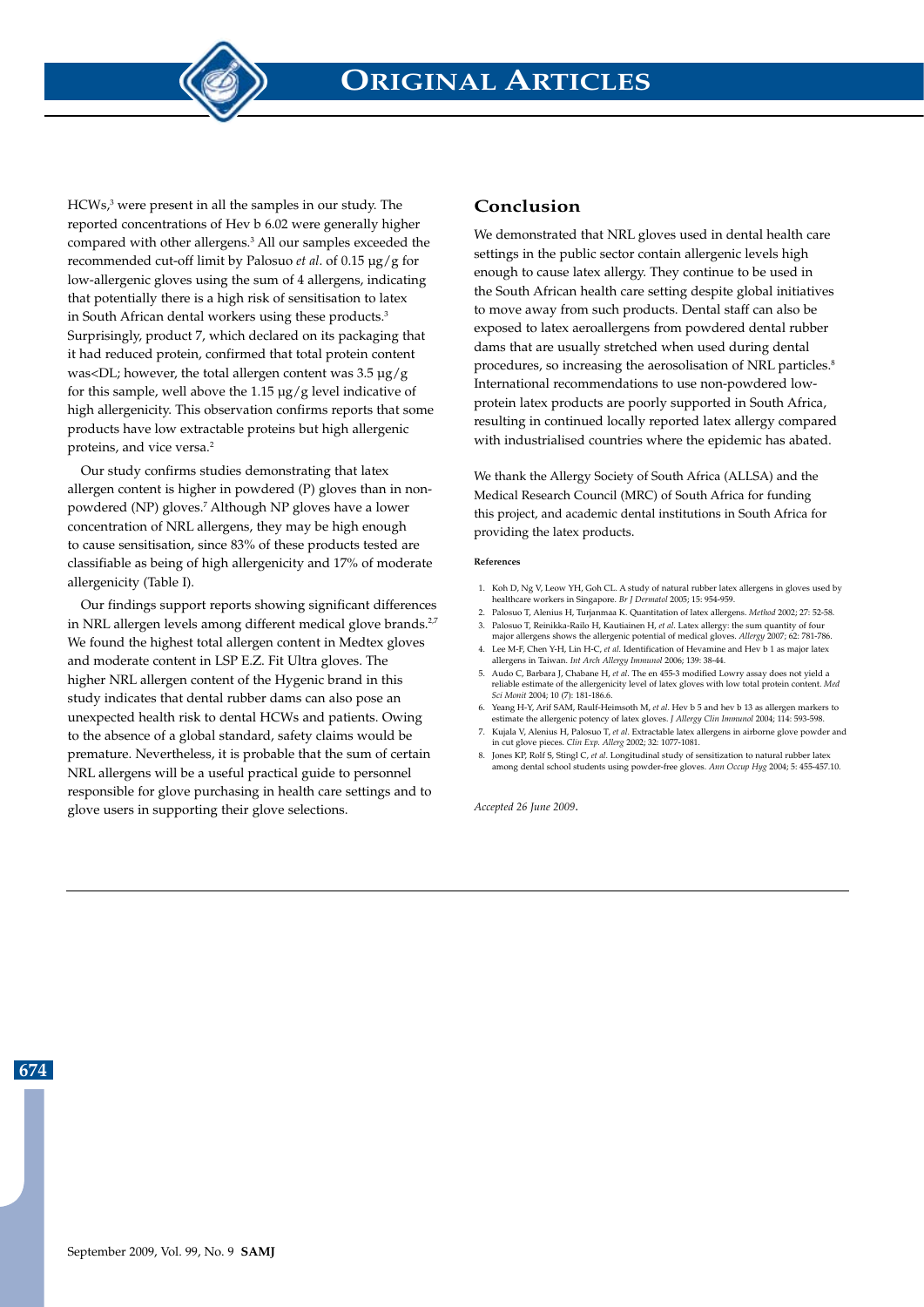HCWs,[3] were present in all the samples in our study. The reported concentrations of Hev b 6.02 were generally higher compared with other allergens.[3] All our samples exceeded the recommended cut-off limit by Palosuo *et al*. of 0.15 µg/g for low-allergenic gloves using the sum of 4 allergens, indicating that potentially there is a high risk of sensitisation to latex in South African dental workers using these products.[3] Surprisingly, product 7, which declared on its packaging that it had reduced protein, confirmed that total protein content was<DL; however, the total allergen content was 3.5 µg/g for this sample, well above the 1.15 µg/g level indicative of high allergenicity. This observation confirms reports that some products have low extractable proteins but high allergenic proteins, and vice versa.[2]

Our study confirms studies demonstrating that latex allergen content is higher in powdered (P) gloves than in non-powdered (NP) gloves.[7] Although NP gloves have a lower concentration of NRL allergens, they may be high enough to cause sensitisation, since 83% of these products tested are classifiable as being of high allergenicity and 17% of moderate allergenicity (Table I).

Our findings support reports showing significant differences in NRL allergen levels among different medical glove brands.[2,7] We found the highest total allergen content in Medtex gloves and moderate content in LSP E.Z. Fit Ultra gloves. The higher NRL allergen content of the Hygenic brand in this study indicates that dental rubber dams can also pose an unexpected health risk to dental HCWs and patients. Owing to the absence of a global standard, safety claims would be premature. Nevertheless, it is probable that the sum of certain NRL allergens will be a useful practical guide to personnel responsible for glove purchasing in health care settings and to glove users in supporting their glove selections.

## Conclusion

We demonstrated that NRL gloves used in dental health care settings in the public sector contain allergenic levels high enough to cause latex allergy. They continue to be used in the South African health care setting despite global initiatives to move away from such products. Dental staff can also be exposed to latex aeroallergens from powdered dental rubber dams that are usually stretched when used during dental procedures, so increasing the aerosolisation of NRL particles.[8] International recommendations to use non-powdered low-protein latex products are poorly supported in South Africa, resulting in continued locally reported latex allergy compared with industrialised countries where the epidemic has abated.

We thank the Allergy Society of South Africa (ALLSA) and the Medical Research Council (MRC) of South Africa for funding this project, and academic dental institutions in South Africa for providing the latex products.

#### References

1. Koh D, Ng V, Leow YH, Goh CL. A study of natural rubber latex allergens in gloves used by healthcare workers in Singapore. *Br J Dermatol* 2005; 15: 954-959.
2. Palosuo T, Alenius H, Turjanmaa K. Quantitation of latex allergens. *Method* 2002; 27: 52-58.
3. Palosuo T, Reinikka-Railo H, Kautiainen H, *et al*. Latex allergy: the sum quantity of four major allergens shows the allergenic potential of medical gloves. *Allergy* 2007; 62: 781-786.
4. Lee M-F, Chen Y-H, Lin H-C, *et al*. Identification of Hevamine and Hev b 1 as major latex allergens in Taiwan. *Int Arch Allergy Immunol* 2006; 139: 38-44.
5. Audo C, Barbara J, Chabane H, *et al*. The en 455-3 modified Lowry assay does not yield a reliable estimate of the allergenicity level of latex gloves with low total protein content. *Med Sci Monit* 2004; 10 (7): 181-186.6.
6. Yeang H-Y, Arif SAM, Raulf-Heimsoth M, *et al*. Hev b 5 and hev b 13 as allergen markers to estimate the allergenic potency of latex gloves. *J Allergy Clin Immunol* 2004; 114: 593-598.
7. Kujala V, Alenius H, Palosuo T, *et al*. Extractable latex allergens in airborne glove powder and in cut glove pieces. *Clin Exp. Allerg* 2002; 32: 1077-1081.
8. Jones KP, Rolf S, Stingl C, *et al*. Longitudinal study of sensitization to natural rubber latex among dental school students using powder-free gloves. *Ann Occup Hyg* 2004; 5: 455-457.10.

*Accepted 26 June 2009.*